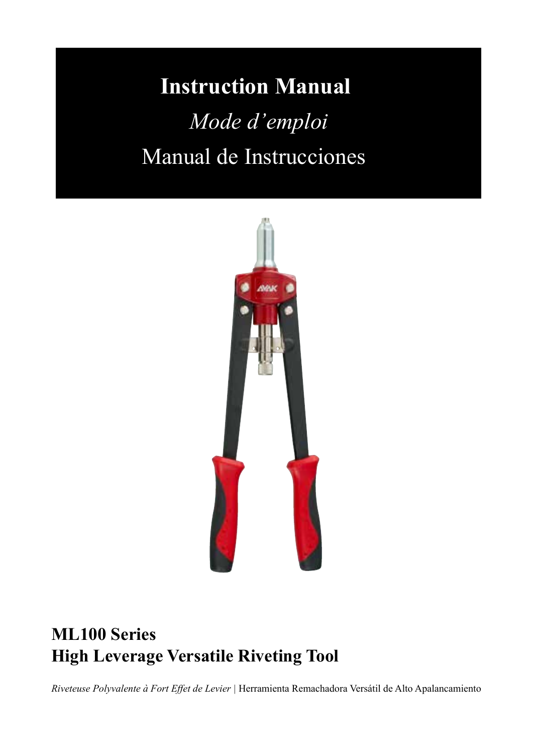# Instruction Manual

*Mode d'emploi*

Manual de Instrucciones

## ML100 Series
## High Leverage Versatile Riveting Tool

*Riveteuse Polyvalente à Fort Effet de Levier* | Herramienta Remachadora Versátil de Alto Apalancamiento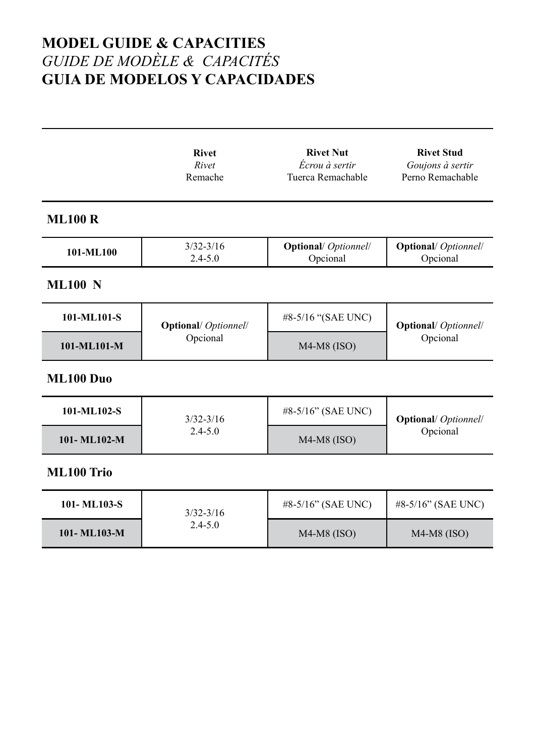# MODEL GUIDE & CAPACITIES
## *GUIDE DE MODÈLE & CAPACITÉS*
## GUIA DE MODELOS Y CAPACIDADES

| | **Rivet** *Rivet* Remache | **Rivet Nut** *Écrou à sertir* Tuerca Remachable | **Rivet Stud** *Goujons à sertir* Perno Remachable |
|---|---|---|---|

### ML100 R

| | | | |
|---|---|---|---|
| **101-ML100** | 3/32-3/16 2.4-5.0 | **Optional**/ *Optionnel*/ Opcional | **Optional**/ *Optionnel*/ Opcional |

### ML100 N

| | | | |
|---|---|---|---|
| **101-ML101-S** | **Optional**/ *Optionnel*/ Opcional | #8-5/16 "(SAE UNC) | **Optional**/ *Optionnel*/ Opcional |
| **101-ML101-M** | | M4-M8 (ISO) | |

### ML100 Duo

| | | | |
|---|---|---|---|
| **101-ML102-S** | 3/32-3/16 2.4-5.0 | #8-5/16" (SAE UNC) | **Optional**/ *Optionnel*/ Opcional |
| **101- ML102-M** | | M4-M8 (ISO) | |

### ML100 Trio

| | | | |
|---|---|---|---|
| **101- ML103-S** | 3/32-3/16 2.4-5.0 | #8-5/16" (SAE UNC) | #8-5/16" (SAE UNC) |
| **101- ML103-M** | | M4-M8 (ISO) | M4-M8 (ISO) |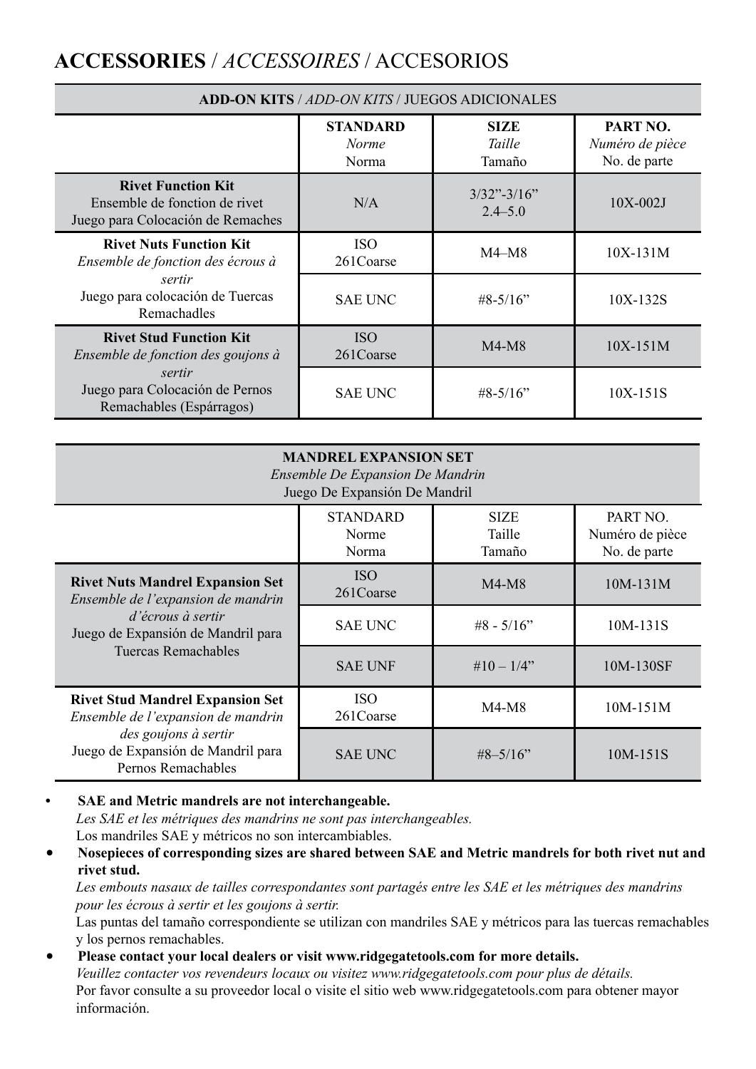# **ACCESSORIES** / *ACCESSOIRES* / ACCESORIOS

| **ADD-ON KITS** / *ADD-ON KITS* / JUEGOS ADICIONALES | | | |
|---|---|---|---|
| | **STANDARD**<br>*Norme*<br>Norma | **SIZE**<br>*Taille*<br>Tamaño | **PART NO.**<br>*Numéro de pièce*<br>No. de parte |
| **Rivet Function Kit**<br>Ensemble de fonction de rivet<br>Juego para Colocación de Remaches | N/A | 3/32"-3/16"<br>2.4–5.0 | 10X-002J |
| **Rivet Nuts Function Kit**<br>*Ensemble de fonction des écrous à sertir*<br>Juego para colocación de Tuercas Remachadles | ISO<br>261Coarse | M4–M8 | 10X-131M |
| | SAE UNC | #8-5/16" | 10X-132S |
| **Rivet Stud Function Kit**<br>*Ensemble de fonction des goujons à sertir*<br>Juego para Colocación de Pernos Remachables (Espárragos) | ISO<br>261Coarse | M4-M8 | 10X-151M |
| | SAE UNC | #8-5/16" | 10X-151S |

| **MANDREL EXPANSION SET**<br>*Ensemble De Expansion De Mandrin*<br>Juego De Expansión De Mandril | | | |
|---|---|---|---|
| | STANDARD<br>Norme<br>Norma | SIZE<br>Taille<br>Tamaño | PART NO.<br>Numéro de pièce<br>No. de parte |
| **Rivet Nuts Mandrel Expansion Set**<br>*Ensemble de l'expansion de mandrin d'écrous à sertir*<br>Juego de Expansión de Mandril para Tuercas Remachables | ISO<br>261Coarse | M4-M8 | 10M-131M |
| | SAE UNC | #8 - 5/16" | 10M-131S |
| | SAE UNF | #10 – 1/4" | 10M-130SF |
| **Rivet Stud Mandrel Expansion Set**<br>*Ensemble de l'expansion de mandrin des goujons à sertir*<br>Juego de Expansión de Mandril para Pernos Remachables | ISO<br>261Coarse | M4-M8 | 10M-151M |
| | SAE UNC | #8–5/16" | 10M-151S |

- **SAE and Metric mandrels are not interchangeable.**
  *Les SAE et les métriques des mandrins ne sont pas interchangeables.*
  Los mandriles SAE y métricos no son intercambiables.
- **Nosepieces of corresponding sizes are shared between SAE and Metric mandrels for both rivet nut and rivet stud.**
  *Les embouts nasaux de tailles correspondantes sont partagés entre les SAE et les métriques des mandrins pour les écrous à sertir et les goujons à sertir.*
  Las puntas del tamaño correspondiente se utilizan con mandriles SAE y métricos para las tuercas remachables y los pernos remachables.
- **Please contact your local dealers or visit www.ridgegatetools.com for more details.**
  *Veuillez contacter vos revendeurs locaux ou visitez www.ridgegatetools.com pour plus de détails.*
  Por favor consulte a su proveedor local o visite el sitio web www.ridgegatetools.com para obtener mayor información.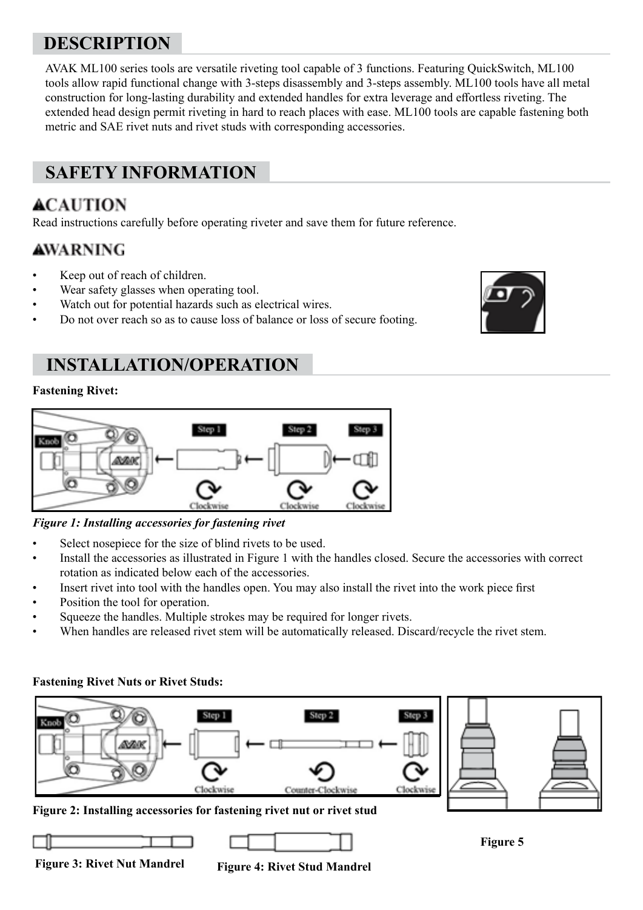## DESCRIPTION

AVAK ML100 series tools are versatile riveting tool capable of 3 functions. Featuring QuickSwitch, ML100 tools allow rapid functional change with 3-steps disassembly and 3-steps assembly. ML100 tools have all metal construction for long-lasting durability and extended handles for extra leverage and effortless riveting. The extended head design permit riveting in hard to reach places with ease. ML100 tools are capable fastening both metric and SAE rivet nuts and rivet studs with corresponding accessories.

## SAFETY INFORMATION

### ⚠CAUTION

Read instructions carefully before operating riveter and save them for future reference.

### ⚠WARNING

- Keep out of reach of children.
- Wear safety glasses when operating tool.
- Watch out for potential hazards such as electrical wires.
- Do not over reach so as to cause loss of balance or loss of secure footing.

## INSTALLATION/OPERATION

**Fastening Rivet:**

Knob | Step 1 Clockwise | Step 2 Clockwise | Step 3 Clockwise

***Figure 1: Installing accessories for fastening rivet***

- Select nosepiece for the size of blind rivets to be used.
- Install the accessories as illustrated in Figure 1 with the handles closed. Secure the accessories with correct rotation as indicated below each of the accessories.
- Insert rivet into tool with the handles open. You may also install the rivet into the work piece first
- Position the tool for operation.
- Squeeze the handles. Multiple strokes may be required for longer rivets.
- When handles are released rivet stem will be automatically released. Discard/recycle the rivet stem.

**Fastening Rivet Nuts or Rivet Studs:**

Knob | Step 1 Clockwise | Step 2 Counter-Clockwise | Step 3 Clockwise

**Figure 2: Installing accessories for fastening rivet nut or rivet stud**

**Figure 3: Rivet Nut Mandrel**

**Figure 4: Rivet Stud Mandrel**

**Figure 5**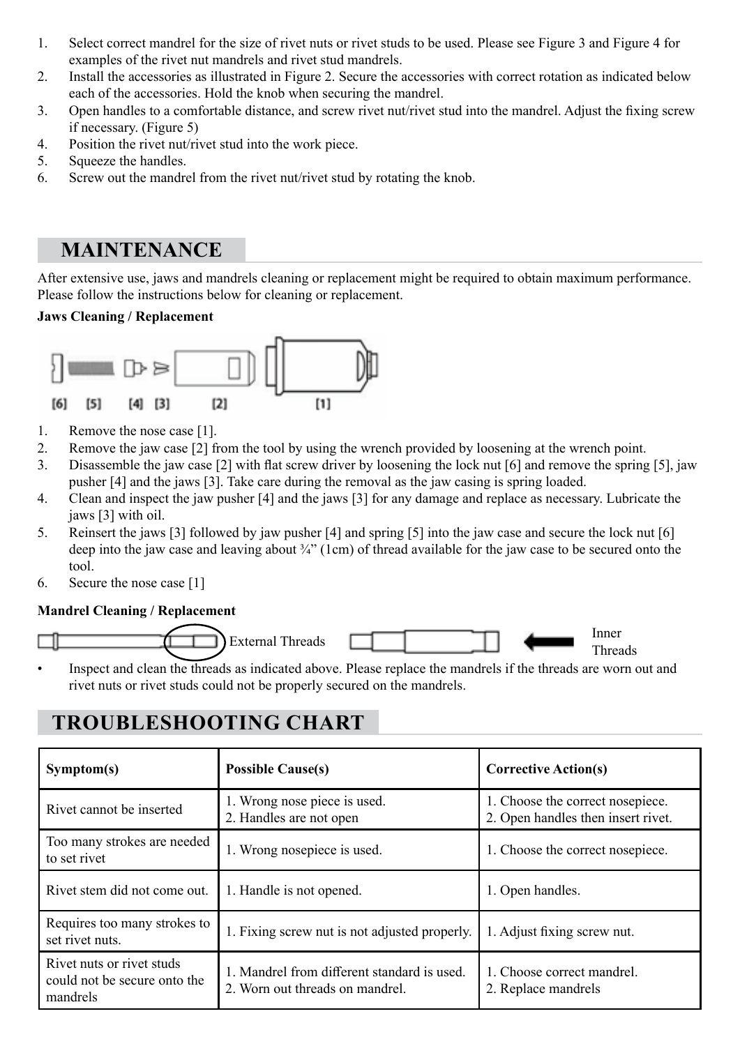1. Select correct mandrel for the size of rivet nuts or rivet studs to be used. Please see Figure 3 and Figure 4 for examples of the rivet nut mandrels and rivet stud mandrels.
2. Install the accessories as illustrated in Figure 2. Secure the accessories with correct rotation as indicated below each of the accessories. Hold the knob when securing the mandrel.
3. Open handles to a comfortable distance, and screw rivet nut/rivet stud into the mandrel. Adjust the fixing screw if necessary. (Figure 5)
4. Position the rivet nut/rivet stud into the work piece.
5. Squeeze the handles.
6. Screw out the mandrel from the rivet nut/rivet stud by rotating the knob.

## MAINTENANCE

After extensive use, jaws and mandrels cleaning or replacement might be required to obtain maximum performance. Please follow the instructions below for cleaning or replacement.

**Jaws Cleaning / Replacement**

[6] [5] [4] [3] [2] [1]

1. Remove the nose case [1].
2. Remove the jaw case [2] from the tool by using the wrench provided by loosening at the wrench point.
3. Disassemble the jaw case [2] with flat screw driver by loosening the lock nut [6] and remove the spring [5], jaw pusher [4] and the jaws [3]. Take care during the removal as the jaw casing is spring loaded.
4. Clean and inspect the jaw pusher [4] and the jaws [3] for any damage and replace as necessary. Lubricate the jaws [3] with oil.
5. Reinsert the jaws [3] followed by jaw pusher [4] and spring [5] into the jaw case and secure the lock nut [6] deep into the jaw case and leaving about ¾" (1cm) of thread available for the jaw case to be secured onto the tool.
6. Secure the nose case [1]

**Mandrel Cleaning / Replacement**

External Threads Inner Threads

- Inspect and clean the threads as indicated above. Please replace the mandrels if the threads are worn out and rivet nuts or rivet studs could not be properly secured on the mandrels.

## TROUBLESHOOTING CHART

| Symptom(s) | Possible Cause(s) | Corrective Action(s) |
|---|---|---|
| Rivet cannot be inserted | 1. Wrong nose piece is used.<br>2. Handles are not open | 1. Choose the correct nosepiece.<br>2. Open handles then insert rivet. |
| Too many strokes are needed to set rivet | 1. Wrong nosepiece is used. | 1. Choose the correct nosepiece. |
| Rivet stem did not come out. | 1. Handle is not opened. | 1. Open handles. |
| Requires too many strokes to set rivet nuts. | 1. Fixing screw nut is not adjusted properly. | 1. Adjust fixing screw nut. |
| Rivet nuts or rivet studs could not be secure onto the mandrels | 1. Mandrel from different standard is used.<br>2. Worn out threads on mandrel. | 1. Choose correct mandrel.<br>2. Replace mandrels |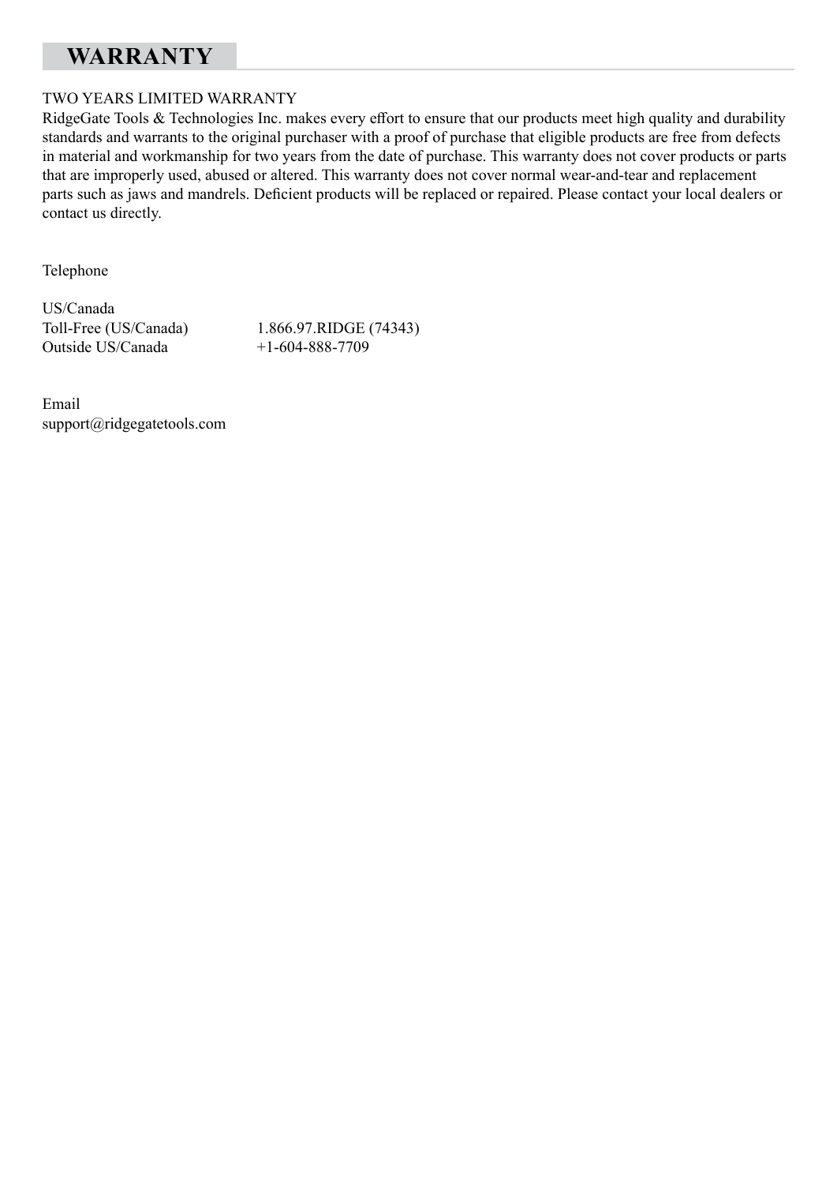# WARRANTY

TWO YEARS LIMITED WARRANTY

RidgeGate Tools & Technologies Inc. makes every effort to ensure that our products meet high quality and durability standards and warrants to the original purchaser with a proof of purchase that eligible products are free from defects in material and workmanship for two years from the date of purchase. This warranty does not cover products or parts that are improperly used, abused or altered. This warranty does not cover normal wear-and-tear and replacement parts such as jaws and mandrels. Deficient products will be replaced or repaired. Please contact your local dealers or contact us directly.

Telephone

US/Canada

| | |
|---|---|
| Toll-Free (US/Canada) | 1.866.97.RIDGE (74343) |
| Outside US/Canada | +1-604-888-7709 |

Email

support@ridgegatetools.com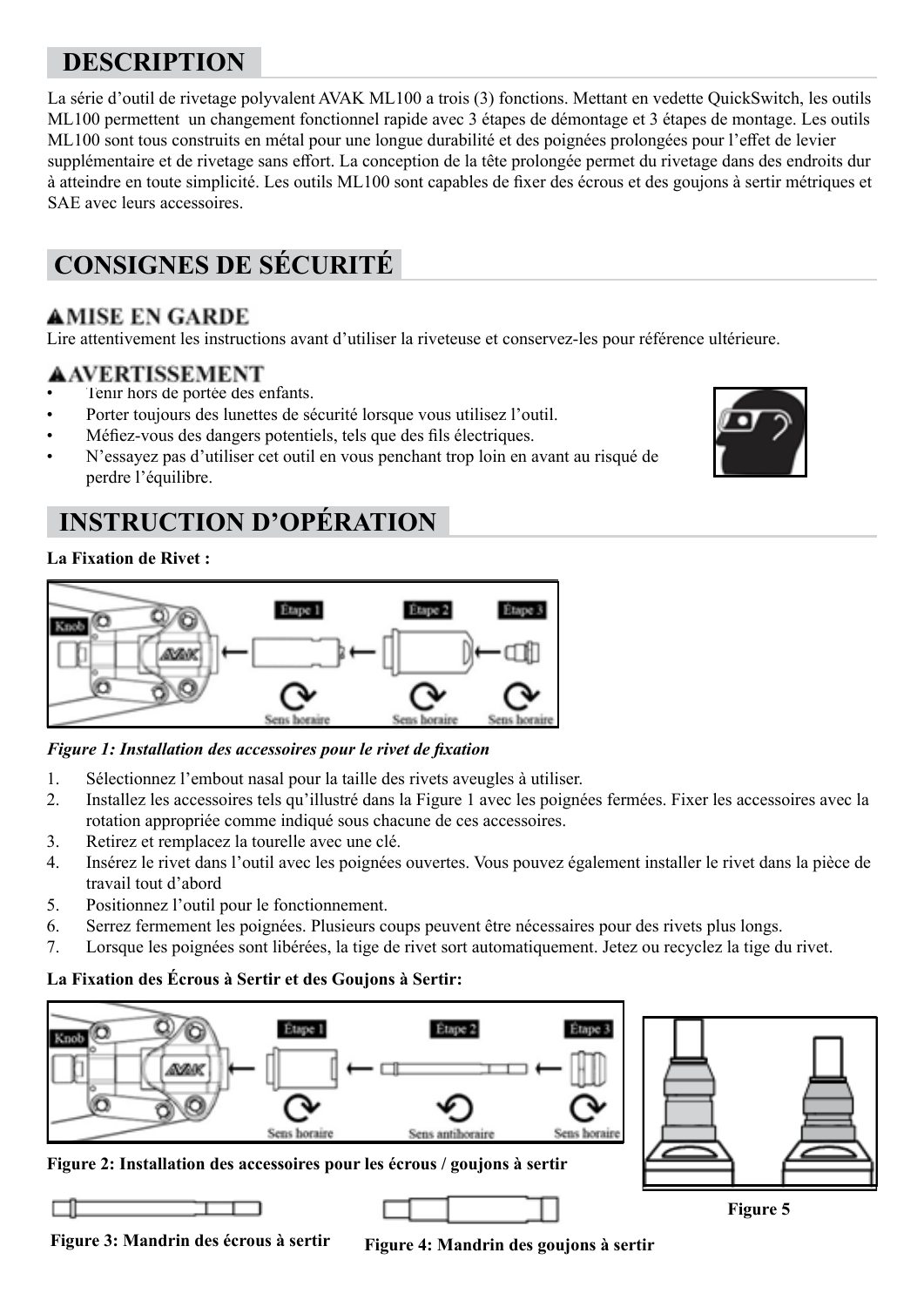## DESCRIPTION

La série d'outil de rivetage polyvalent AVAK ML100 a trois (3) fonctions. Mettant en vedette QuickSwitch, les outils ML100 permettent un changement fonctionnel rapide avec 3 étapes de démontage et 3 étapes de montage. Les outils ML100 sont tous construits en métal pour une longue durabilité et des poignées prolongées pour l'effet de levier supplémentaire et de rivetage sans effort. La conception de la tête prolongée permet du rivetage dans des endroits dur à atteindre en toute simplicité. Les outils ML100 sont capables de fixer des écrous et des goujons à sertir métriques et SAE avec leurs accessoires.

## CONSIGNES DE SÉCURITÉ

### ▲MISE EN GARDE

Lire attentivement les instructions avant d'utiliser la riveteuse et conservez-les pour référence ultérieure.

### ▲AVERTISSEMENT

- Tenir hors de portée des enfants.
- Porter toujours des lunettes de sécurité lorsque vous utilisez l'outil.
- Méfiez-vous des dangers potentiels, tels que des fils électriques.
- N'essayez pas d'utiliser cet outil en vous penchant trop loin en avant au risqué de perdre l'équilibre.

## INSTRUCTION D'OPÉRATION

**La Fixation de Rivet :**

Knob — Étape 1 — Étape 2 — Étape 3

Sens horaire — Sens horaire — Sens horaire

*Figure 1: Installation des accessoires pour le rivet de fixation*

1. Sélectionnez l'embout nasal pour la taille des rivets aveugles à utiliser.
2. Installez les accessoires tels qu'illustré dans la Figure 1 avec les poignées fermées. Fixer les accessoires avec la rotation appropriée comme indiqué sous chacune de ces accessoires.
3. Retirez et remplacez la tourelle avec une clé.
4. Insérez le rivet dans l'outil avec les poignées ouvertes. Vous pouvez également installer le rivet dans la pièce de travail tout d'abord
5. Positionnez l'outil pour le fonctionnement.
6. Serrez fermement les poignées. Plusieurs coups peuvent être nécessaires pour des rivets plus longs.
7. Lorsque les poignées sont libérées, la tige de rivet sort automatiquement. Jetez ou recyclez la tige du rivet.

**La Fixation des Écrous à Sertir et des Goujons à Sertir:**

Knob — Étape 1 — Étape 2 — Étape 3

Sens horaire — Sens antihoraire — Sens horaire

**Figure 2: Installation des accessoires pour les écrous / goujons à sertir**

**Figure 5**

**Figure 3: Mandrin des écrous à sertir**

**Figure 4: Mandrin des goujons à sertir**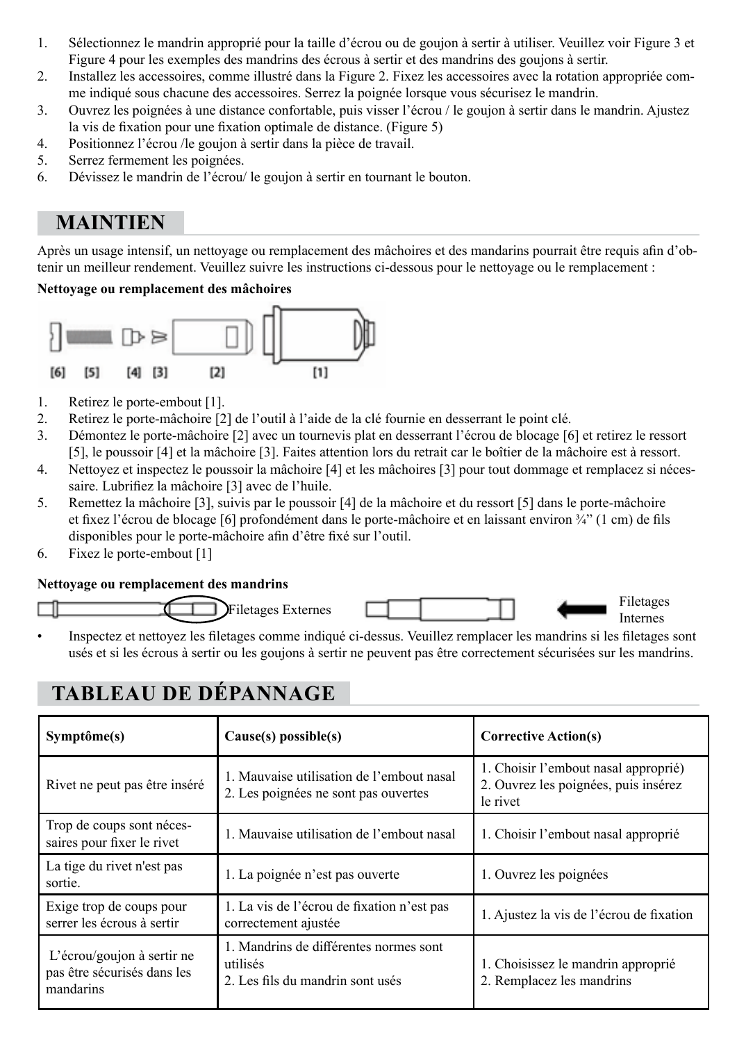1. Sélectionnez le mandrin approprié pour la taille d'écrou ou de goujon à sertir à utiliser. Veuillez voir Figure 3 et Figure 4 pour les exemples des mandrins des écrous à sertir et des mandrins des goujons à sertir.
2. Installez les accessoires, comme illustré dans la Figure 2. Fixez les accessoires avec la rotation appropriée comme indiqué sous chacune des accessoires. Serrez la poignée lorsque vous sécurisez le mandrin.
3. Ouvrez les poignées à une distance confortable, puis visser l'écrou / le goujon à sertir dans le mandrin. Ajustez la vis de fixation pour une fixation optimale de distance. (Figure 5)
4. Positionnez l'écrou /le goujon à sertir dans la pièce de travail.
5. Serrez fermement les poignées.
6. Dévissez le mandrin de l'écrou/ le goujon à sertir en tournant le bouton.

## MAINTIEN

Après un usage intensif, un nettoyage ou remplacement des mâchoires et des mandarins pourrait être requis afin d'obtenir un meilleur rendement. Veuillez suivre les instructions ci-dessous pour le nettoyage ou le remplacement :

**Nettoyage ou remplacement des mâchoires**

[6] [5] [4] [3] [2] [1]

1. Retirez le porte-embout [1].
2. Retirez le porte-mâchoire [2] de l'outil à l'aide de la clé fournie en desserrant le point clé.
3. Démontez le porte-mâchoire [2] avec un tournevis plat en desserrant l'écrou de blocage [6] et retirez le ressort [5], le poussoir [4] et la mâchoire [3]. Faites attention lors du retrait car le boîtier de la mâchoire est à ressort.
4. Nettoyez et inspectez le poussoir la mâchoire [4] et les mâchoires [3] pour tout dommage et remplacez si nécessaire. Lubrifiez la mâchoire [3] avec de l'huile.
5. Remettez la mâchoire [3], suivis par le poussoir [4] de la mâchoire et du ressort [5] dans le porte-mâchoire et fixez l'écrou de blocage [6] profondément dans le porte-mâchoire et en laissant environ ¾" (1 cm) de fils disponibles pour le porte-mâchoire afin d'être fixé sur l'outil.
6. Fixez le porte-embout [1]

**Nettoyage ou remplacement des mandrins**

Filetages Externes

Filetages Internes

- Inspectez et nettoyez les filetages comme indiqué ci-dessus. Veuillez remplacer les mandrins si les filetages sont usés et si les écrous à sertir ou les goujons à sertir ne peuvent pas être correctement sécurisées sur les mandrins.

## TABLEAU DE DÉPANNAGE

| Symptôme(s) | Cause(s) possible(s) | Corrective Action(s) |
| --- | --- | --- |
| Rivet ne peut pas être inséré | 1. Mauvaise utilisation de l'embout nasal<br>2. Les poignées ne sont pas ouvertes | 1. Choisir l'embout nasal approprié)<br>2. Ouvrez les poignées, puis insérez le rivet |
| Trop de coups sont nécessaires pour fixer le rivet | 1. Mauvaise utilisation de l'embout nasal | 1. Choisir l'embout nasal approprié |
| La tige du rivet n'est pas sortie. | 1. La poignée n'est pas ouverte | 1. Ouvrez les poignées |
| Exige trop de coups pour serrer les écrous à sertir | 1. La vis de l'écrou de fixation n'est pas correctement ajustée | 1. Ajustez la vis de l'écrou de fixation |
| L'écrou/goujon à sertir ne pas être sécurisés dans les mandarins | 1. Mandrins de différentes normes sont utilisés<br>2. Les fils du mandrin sont usés | 1. Choisissez le mandrin approprié<br>2. Remplacez les mandrins |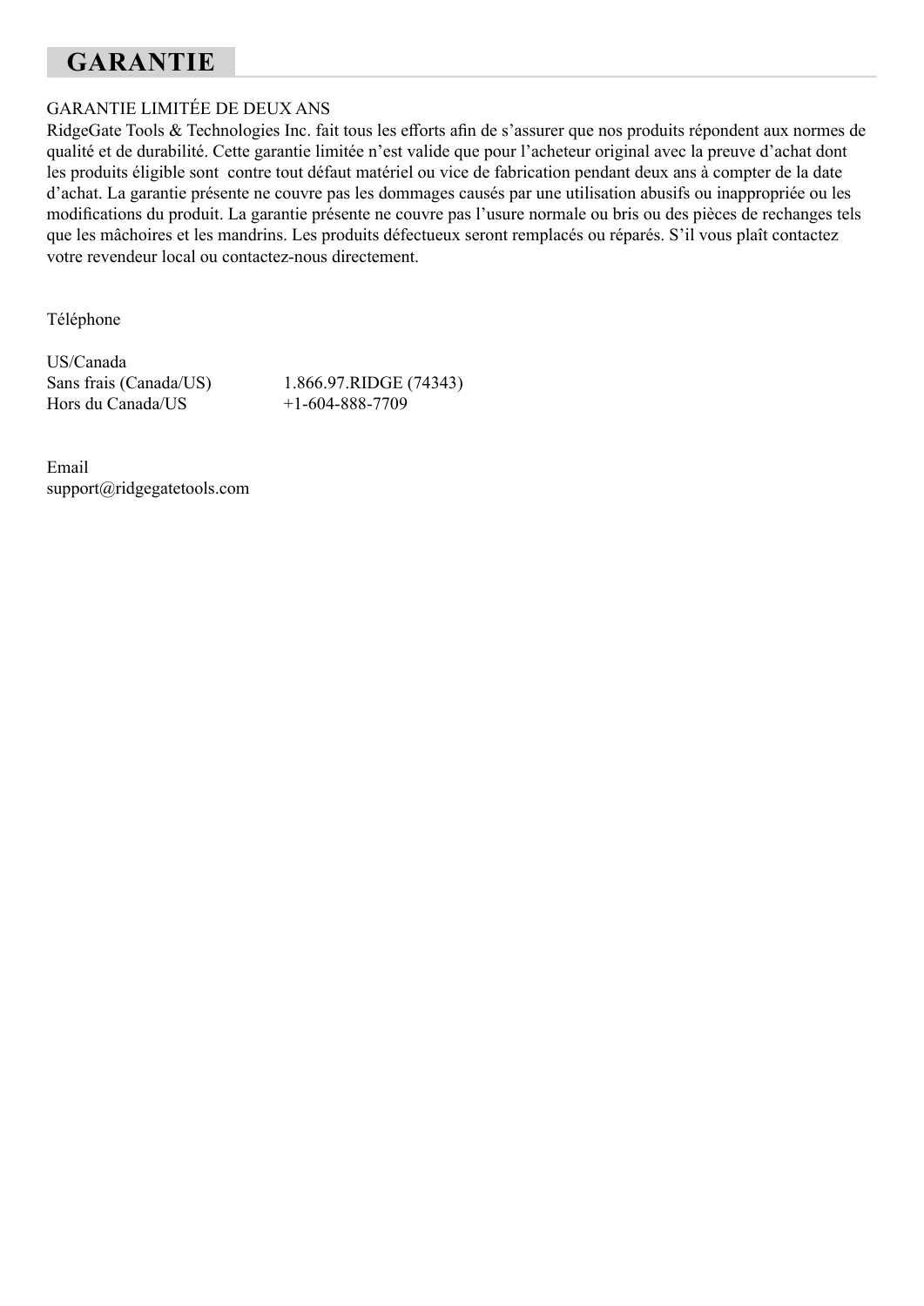# GARANTIE

GARANTIE LIMITÉE DE DEUX ANS

RidgeGate Tools & Technologies Inc. fait tous les efforts afin de s'assurer que nos produits répondent aux normes de qualité et de durabilité. Cette garantie limitée n'est valide que pour l'acheteur original avec la preuve d'achat dont les produits éligible sont contre tout défaut matériel ou vice de fabrication pendant deux ans à compter de la date d'achat. La garantie présente ne couvre pas les dommages causés par une utilisation abusifs ou inappropriée ou les modifications du produit. La garantie présente ne couvre pas l'usure normale ou bris ou des pièces de rechanges tels que les mâchoires et les mandrins. Les produits défectueux seront remplacés ou réparés. S'il vous plaît contactez votre revendeur local ou contactez-nous directement.

Téléphone

US/Canada

| | |
|---|---|
| Sans frais (Canada/US) | 1.866.97.RIDGE (74343) |
| Hors du Canada/US | +1-604-888-7709 |

Email

support@ridgegatetools.com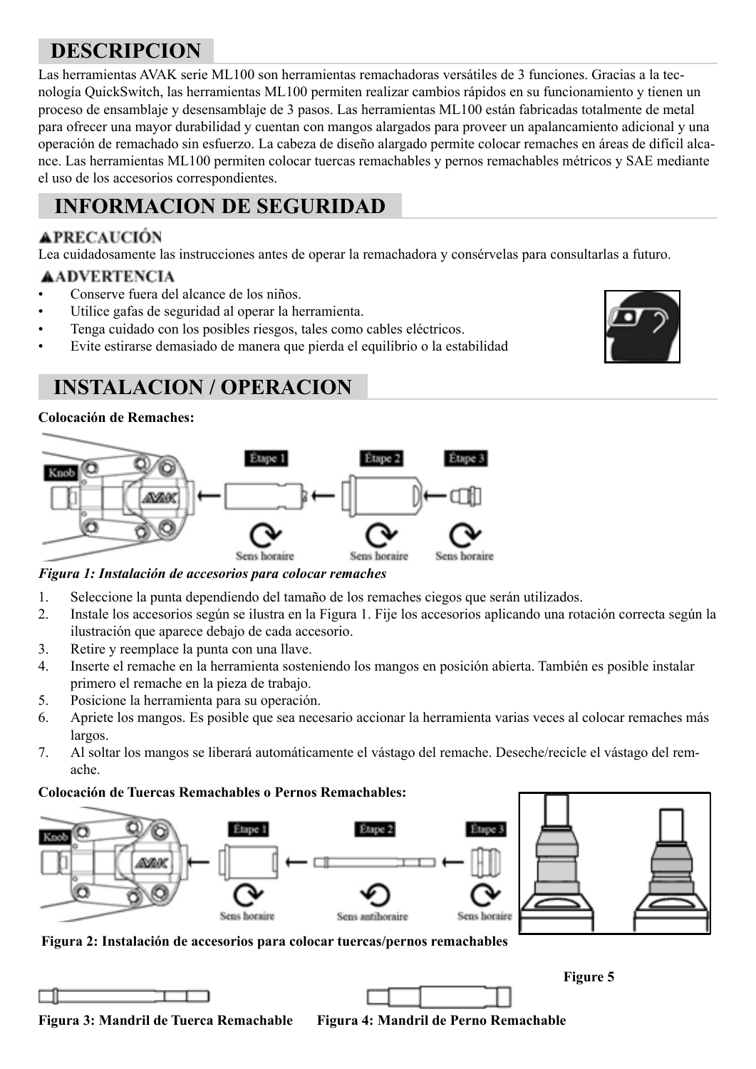## DESCRIPCION

Las herramientas AVAK serie ML100 son herramientas remachadoras versátiles de 3 funciones. Gracias a la tecnología QuickSwitch, las herramientas ML100 permiten realizar cambios rápidos en su funcionamiento y tienen un proceso de ensamblaje y desensamblaje de 3 pasos. Las herramientas ML100 están fabricadas totalmente de metal para ofrecer una mayor durabilidad y cuentan con mangos alargados para proveer un apalancamiento adicional y una operación de remachado sin esfuerzo. La cabeza de diseño alargado permite colocar remaches en áreas de difícil alcance. Las herramientas ML100 permiten colocar tuercas remachables y pernos remachables métricos y SAE mediante el uso de los accesorios correspondientes.

## INFORMACION DE SEGURIDAD

**▲PRECAUCIÓN**

Lea cuidadosamente las instrucciones antes de operar la remachadora y consérvelas para consultarlas a futuro.

**▲ADVERTENCIA**

- Conserve fuera del alcance de los niños.
- Utilice gafas de seguridad al operar la herramienta.
- Tenga cuidado con los posibles riesgos, tales como cables eléctricos.
- Evite estirarse demasiado de manera que pierda el equilibrio o la estabilidad

## INSTALACION / OPERACION

**Colocación de Remaches:**

Knob — Étape 1 — Étape 2 — Étape 3

Sens horaire — Sens horaire — Sens horaire

*Figura 1: Instalación de accesorios para colocar remaches*

1. Seleccione la punta dependiendo del tamaño de los remaches ciegos que serán utilizados.
2. Instale los accesorios según se ilustra en la Figura 1. Fije los accesorios aplicando una rotación correcta según la ilustración que aparece debajo de cada accesorio.
3. Retire y reemplace la punta con una llave.
4. Inserte el remache en la herramienta sosteniendo los mangos en posición abierta. También es posible instalar primero el remache en la pieza de trabajo.
5. Posicione la herramienta para su operación.
6. Apriete los mangos. Es posible que sea necesario accionar la herramienta varias veces al colocar remaches más largos.
7. Al soltar los mangos se liberará automáticamente el vástago del remache. Deseche/recicle el vástago del remache.

**Colocación de Tuercas Remachables o Pernos Remachables:**

Knob — Étape 1 — Étape 2 — Étape 3

Sens horaire — Sens antihoraire — Sens horaire

**Figura 2: Instalación de accesorios para colocar tuercas/pernos remachables**

**Figure 5**

**Figura 3: Mandril de Tuerca Remachable**

**Figura 4: Mandril de Perno Remachable**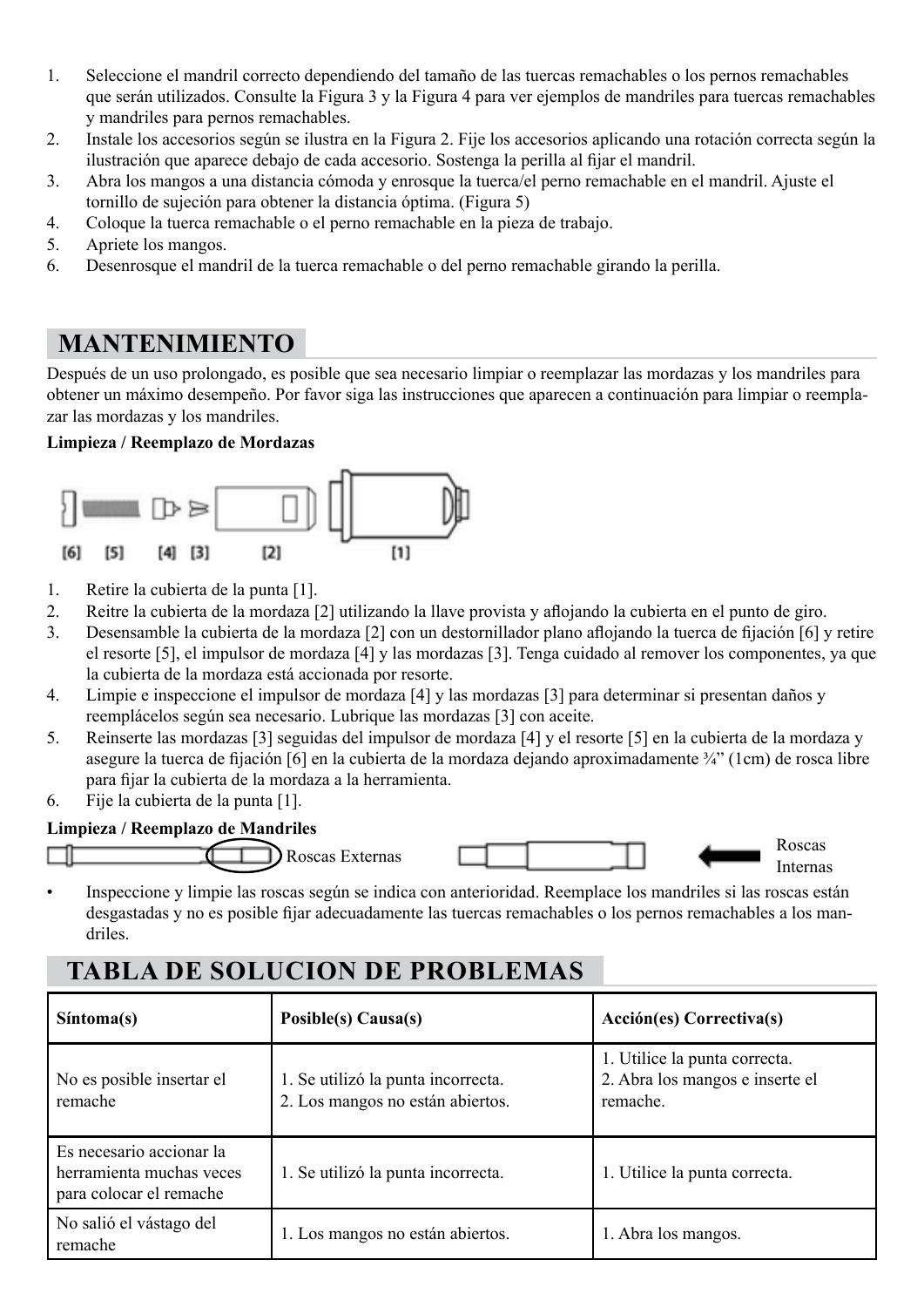1. Seleccione el mandril correcto dependiendo del tamaño de las tuercas remachables o los pernos remachables que serán utilizados. Consulte la Figura 3 y la Figura 4 para ver ejemplos de mandriles para tuercas remachables y mandriles para pernos remachables.
2. Instale los accesorios según se ilustra en la Figura 2. Fije los accesorios aplicando una rotación correcta según la ilustración que aparece debajo de cada accesorio. Sostenga la perilla al fijar el mandril.
3. Abra los mangos a una distancia cómoda y enrosque la tuerca/el perno remachable en el mandril. Ajuste el tornillo de sujeción para obtener la distancia óptima. (Figura 5)
4. Coloque la tuerca remachable o el perno remachable en la pieza de trabajo.
5. Apriete los mangos.
6. Desenrosque el mandril de la tuerca remachable o del perno remachable girando la perilla.

## MANTENIMIENTO

Después de un uso prolongado, es posible que sea necesario limpiar o reemplazar las mordazas y los mandriles para obtener un máximo desempeño. Por favor siga las instrucciones que aparecen a continuación para limpiar o reemplazar las mordazas y los mandriles.

**Limpieza / Reemplazo de Mordazas**

[6] [5] [4] [3] [2] [1]

1. Retire la cubierta de la punta [1].
2. Reitre la cubierta de la mordaza [2] utilizando la llave provista y aflojando la cubierta en el punto de giro.
3. Desensamble la cubierta de la mordaza [2] con un destornillador plano aflojando la tuerca de fijación [6] y retire el resorte [5], el impulsor de mordaza [4] y las mordazas [3]. Tenga cuidado al remover los componentes, ya que la cubierta de la mordaza está accionada por resorte.
4. Limpie e inspeccione el impulsor de mordaza [4] y las mordazas [3] para determinar si presentan daños y reemplácelos según sea necesario. Lubrique las mordazas [3] con aceite.
5. Reinserte las mordazas [3] seguidas del impulsor de mordaza [4] y el resorte [5] en la cubierta de la mordaza y asegure la tuerca de fijación [6] en la cubierta de la mordaza dejando aproximadamente ¾" (1cm) de rosca libre para fijar la cubierta de la mordaza a la herramienta.
6. Fije la cubierta de la punta [1].

**Limpieza / Reemplazo de Mandriles**

Roscas Externas — Roscas Internas

- Inspeccione y limpie las roscas según se indica con anterioridad. Reemplace los mandriles si las roscas están desgastadas y no es posible fijar adecuadamente las tuercas remachables o los pernos remachables a los mandriles.

## TABLA DE SOLUCION DE PROBLEMAS

| Síntoma(s) | Posible(s) Causa(s) | Acción(es) Correctiva(s) |
|---|---|---|
| No es posible insertar el remache | 1. Se utilizó la punta incorrecta.<br>2. Los mangos no están abiertos. | 1. Utilice la punta correcta.<br>2. Abra los mangos e inserte el remache. |
| Es necesario accionar la herramienta muchas veces para colocar el remache | 1. Se utilizó la punta incorrecta. | 1. Utilice la punta correcta. |
| No salió el vástago del remache | 1. Los mangos no están abiertos. | 1. Abra los mangos. |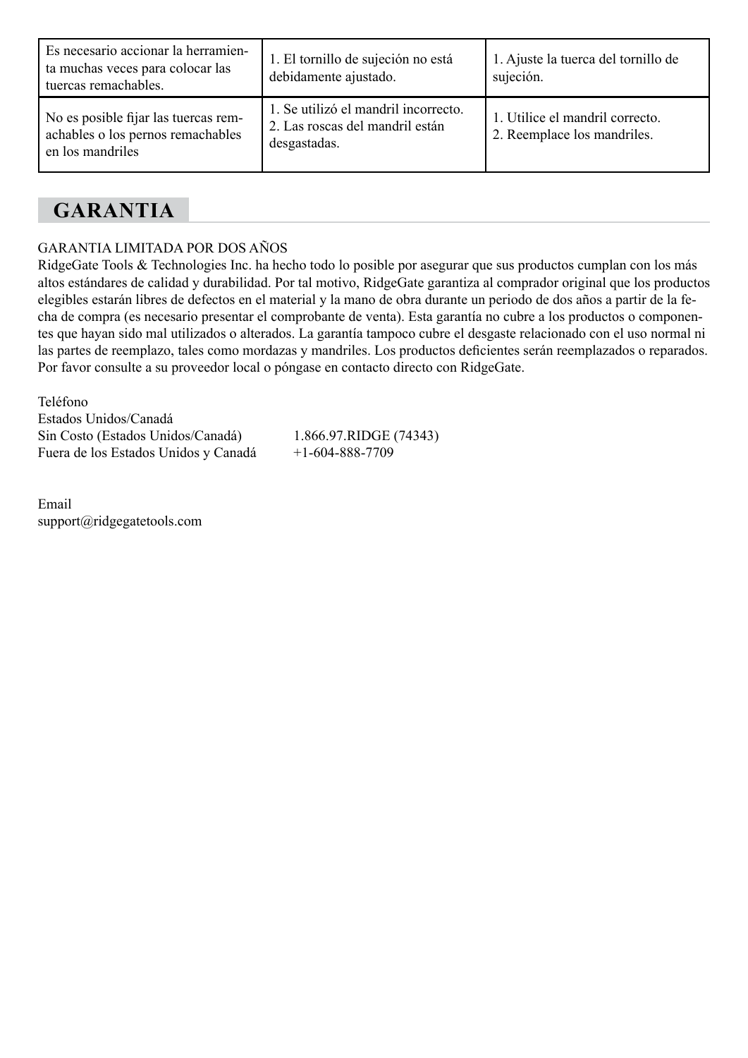| Es necesario accionar la herramienta muchas veces para colocar las tuercas remachables. | 1. El tornillo de sujeción no está debidamente ajustado. | 1. Ajuste la tuerca del tornillo de sujeción. |
|---|---|---|
| No es posible fijar las tuercas remachables o los pernos remachables en los mandriles | 1. Se utilizó el mandril incorrecto.<br>2. Las roscas del mandril están desgastadas. | 1. Utilice el mandril correcto.<br>2. Reemplace los mandriles. |

## GARANTIA

GARANTIA LIMITADA POR DOS AÑOS
RidgeGate Tools & Technologies Inc. ha hecho todo lo posible por asegurar que sus productos cumplan con los más altos estándares de calidad y durabilidad. Por tal motivo, RidgeGate garantiza al comprador original que los productos elegibles estarán libres de defectos en el material y la mano de obra durante un periodo de dos años a partir de la fecha de compra (es necesario presentar el comprobante de venta). Esta garantía no cubre a los productos o componentes que hayan sido mal utilizados o alterados. La garantía tampoco cubre el desgaste relacionado con el uso normal ni las partes de reemplazo, tales como mordazas y mandriles. Los productos deficientes serán reemplazados o reparados. Por favor consulte a su proveedor local o póngase en contacto directo con RidgeGate.

Teléfono
Estados Unidos/Canadá
Sin Costo (Estados Unidos/Canadá) 1.866.97.RIDGE (74343)
Fuera de los Estados Unidos y Canadá +1-604-888-7709

Email
support@ridgegatetools.com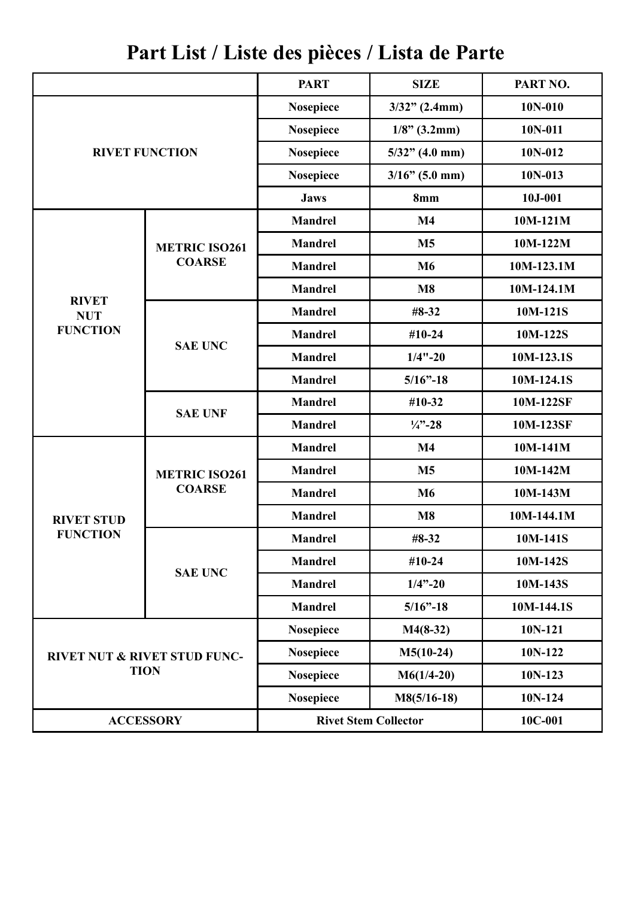# Part List / Liste des pièces / Lista de Parte

| | | PART | SIZE | PART NO. |
|---|---|---|---|---|
| RIVET FUNCTION | | Nosepiece | 3/32" (2.4mm) | 10N-010 |
| | | Nosepiece | 1/8" (3.2mm) | 10N-011 |
| | | Nosepiece | 5/32" (4.0 mm) | 10N-012 |
| | | Nosepiece | 3/16" (5.0 mm) | 10N-013 |
| | | Jaws | 8mm | 10J-001 |
| RIVET NUT FUNCTION | METRIC ISO261 COARSE | Mandrel | M4 | 10M-121M |
| | | Mandrel | M5 | 10M-122M |
| | | Mandrel | M6 | 10M-123.1M |
| | | Mandrel | M8 | 10M-124.1M |
| | SAE UNC | Mandrel | #8-32 | 10M-121S |
| | | Mandrel | #10-24 | 10M-122S |
| | | Mandrel | 1/4"-20 | 10M-123.1S |
| | | Mandrel | 5/16"-18 | 10M-124.1S |
| | SAE UNF | Mandrel | #10-32 | 10M-122SF |
| | | Mandrel | ¼"-28 | 10M-123SF |
| RIVET STUD FUNCTION | METRIC ISO261 COARSE | Mandrel | M4 | 10M-141M |
| | | Mandrel | M5 | 10M-142M |
| | | Mandrel | M6 | 10M-143M |
| | | Mandrel | M8 | 10M-144.1M |
| | SAE UNC | Mandrel | #8-32 | 10M-141S |
| | | Mandrel | #10-24 | 10M-142S |
| | | Mandrel | 1/4"-20 | 10M-143S |
| | | Mandrel | 5/16"-18 | 10M-144.1S |
| RIVET NUT & RIVET STUD FUNCTION | | Nosepiece | M4(8-32) | 10N-121 |
| | | Nosepiece | M5(10-24) | 10N-122 |
| | | Nosepiece | M6(1/4-20) | 10N-123 |
| | | Nosepiece | M8(5/16-18) | 10N-124 |
| ACCESSORY | | Rivet Stem Collector | | 10C-001 |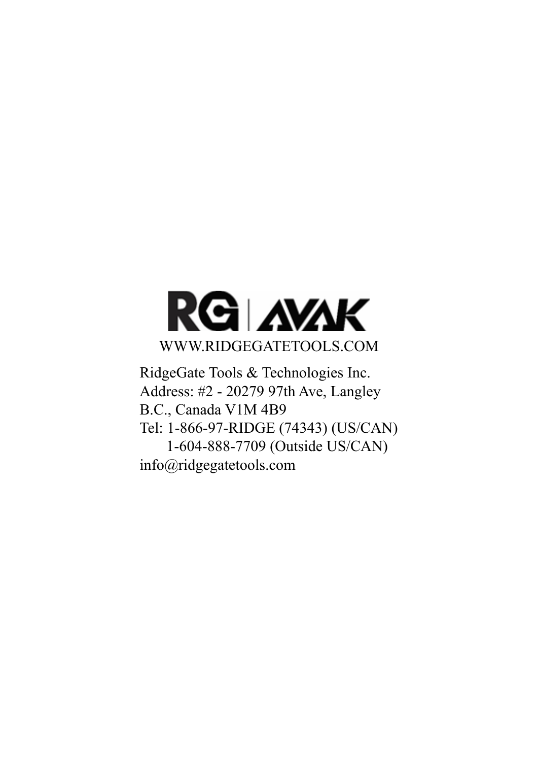RG | AVAK

WWW.RIDGEGATETOOLS.COM

RidgeGate Tools & Technologies Inc.
Address: #2 - 20279 97th Ave, Langley
B.C., Canada V1M 4B9
Tel: 1-866-97-RIDGE (74343) (US/CAN)
1-604-888-7709 (Outside US/CAN)
info@ridgegatetools.com